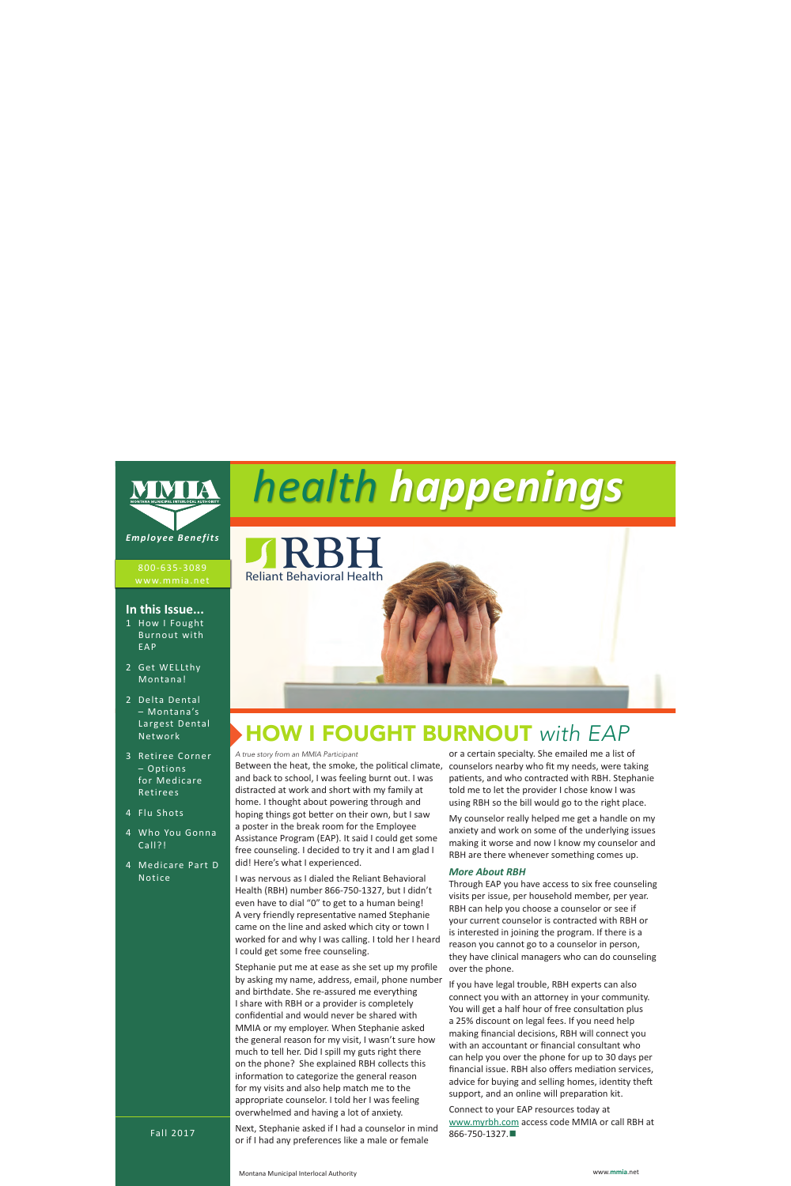# health happenings

MMIA
MONTANA MUNICIPAL INTERLOCAL AUTHORITY

*Employee Benefits*

800-635-3089
www.mmia.net

**In this Issue...**

1 How I Fought Burnout with EAP

2 Get WELLthy Montana!

2 Delta Dental – Montana's Largest Dental Network

3 Retiree Corner – Options for Medicare Retirees

4 Flu Shots

4 Who You Gonna Call?!

4 Medicare Part D Notice

Fall 2017

RBH
Reliant Behavioral Health

## HOW I FOUGHT BURNOUT *with EAP*

*A true story from an MMIA Participant*

Between the heat, the smoke, the political climate, and back to school, I was feeling burnt out. I was distracted at work and short with my family at home. I thought about powering through and hoping things got better on their own, but I saw a poster in the break room for the Employee Assistance Program (EAP). It said I could get some free counseling. I decided to try it and I am glad I did! Here's what I experienced.

I was nervous as I dialed the Reliant Behavioral Health (RBH) number 866-750-1327, but I didn't even have to dial "0" to get to a human being! A very friendly representative named Stephanie came on the line and asked which city or town I worked for and why I was calling. I told her I heard I could get some free counseling.

Stephanie put me at ease as she set up my profile by asking my name, address, email, phone number and birthdate. She re-assured me everything I share with RBH or a provider is completely confidential and would never be shared with MMIA or my employer. When Stephanie asked the general reason for my visit, I wasn't sure how much to tell her. Did I spill my guts right there on the phone? She explained RBH collects this information to categorize the general reason for my visits and also help match me to the appropriate counselor. I told her I was feeling overwhelmed and having a lot of anxiety.

Next, Stephanie asked if I had a counselor in mind or if I had any preferences like a male or female or a certain specialty. She emailed me a list of counselors nearby who fit my needs, were taking patients, and who contracted with RBH. Stephanie told me to let the provider I chose know I was using RBH so the bill would go to the right place.

My counselor really helped me get a handle on my anxiety and work on some of the underlying issues making it worse and now I know my counselor and RBH are there whenever something comes up.

### *More About RBH*

Through EAP you have access to six free counseling visits per issue, per household member, per year. RBH can help you choose a counselor or see if your current counselor is contracted with RBH or is interested in joining the program. If there is a reason you cannot go to a counselor in person, they have clinical managers who can do counseling over the phone.

If you have legal trouble, RBH experts can also connect you with an attorney in your community. You will get a half hour of free consultation plus a 25% discount on legal fees. If you need help making financial decisions, RBH will connect you with an accountant or financial consultant who can help you over the phone for up to 30 days per financial issue. RBH also offers mediation services, advice for buying and selling homes, identity theft support, and an online will preparation kit.

Connect to your EAP resources today at www.myrbh.com access code MMIA or call RBH at 866-750-1327.■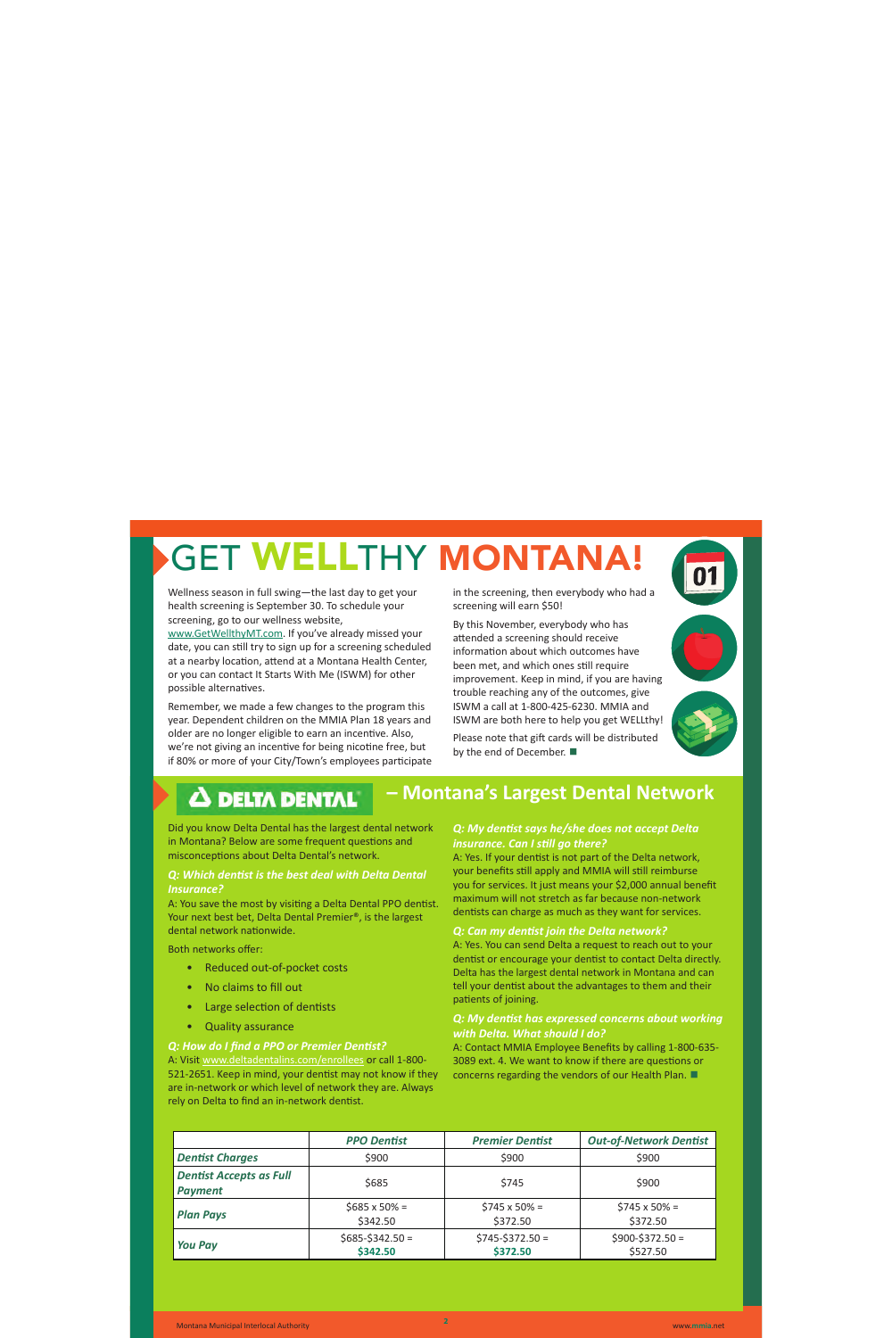# GET WELLTHY MONTANA!

Wellness season in full swing—the last day to get your health screening is September 30. To schedule your screening, go to our wellness website, www.GetWellthyMT.com. If you've already missed your date, you can still try to sign up for a screening scheduled at a nearby location, attend at a Montana Health Center, or you can contact It Starts With Me (ISWM) for other possible alternatives.

Remember, we made a few changes to the program this year. Dependent children on the MMIA Plan 18 years and older are no longer eligible to earn an incentive. Also, we're not giving an incentive for being nicotine free, but if 80% or more of your City/Town's employees participate in the screening, then everybody who had a screening will earn $50!

By this November, everybody who has attended a screening should receive information about which outcomes have been met, and which ones still require improvement. Keep in mind, if you are having trouble reaching any of the outcomes, give ISWM a call at 1-800-425-6230. MMIA and ISWM are both here to help you get WELLthy!

Please note that gift cards will be distributed by the end of December. ■

## DELTA DENTAL® – Montana's Largest Dental Network

Did you know Delta Dental has the largest dental network in Montana? Below are some frequent questions and misconceptions about Delta Dental's network.

***Q: Which dentist is the best deal with Delta Dental Insurance?***

A: You save the most by visiting a Delta Dental PPO dentist. Your next best bet, Delta Dental Premier®, is the largest dental network nationwide.

Both networks offer:

- Reduced out-of-pocket costs
- No claims to fill out
- Large selection of dentists
- Quality assurance

***Q: How do I find a PPO or Premier Dentist?***

A: Visit www.deltadentalins.com/enrollees or call 1-800-521-2651. Keep in mind, your dentist may not know if they are in-network or which level of network they are. Always rely on Delta to find an in-network dentist.

***Q: My dentist says he/she does not accept Delta insurance. Can I still go there?***

A: Yes. If your dentist is not part of the Delta network, your benefits still apply and MMIA will still reimburse you for services. It just means your $2,000 annual benefit maximum will not stretch as far because non-network dentists can charge as much as they want for services.

***Q: Can my dentist join the Delta network?***

A: Yes. You can send Delta a request to reach out to your dentist or encourage your dentist to contact Delta directly. Delta has the largest dental network in Montana and can tell your dentist about the advantages to them and their patients of joining.

***Q: My dentist has expressed concerns about working with Delta. What should I do?***

A: Contact MMIA Employee Benefits by calling 1-800-635-3089 ext. 4. We want to know if there are questions or concerns regarding the vendors of our Health Plan. ■

| | *PPO Dentist* | *Premier Dentist* | *Out-of-Network Dentist* |
|---|---|---|---|
| ***Dentist Charges*** | $900 | $900 | $900 |
| ***Dentist Accepts as Full Payment*** | $685 | $745 | $900 |
| ***Plan Pays*** | $685 x 50% = $342.50 | $745 x 50% = $372.50 | $745 x 50% = $372.50 |
| ***You Pay*** | $685-$342.50 = **$342.50** | $745-$372.50 = **$372.50** | $900-$372.50 = $527.50 |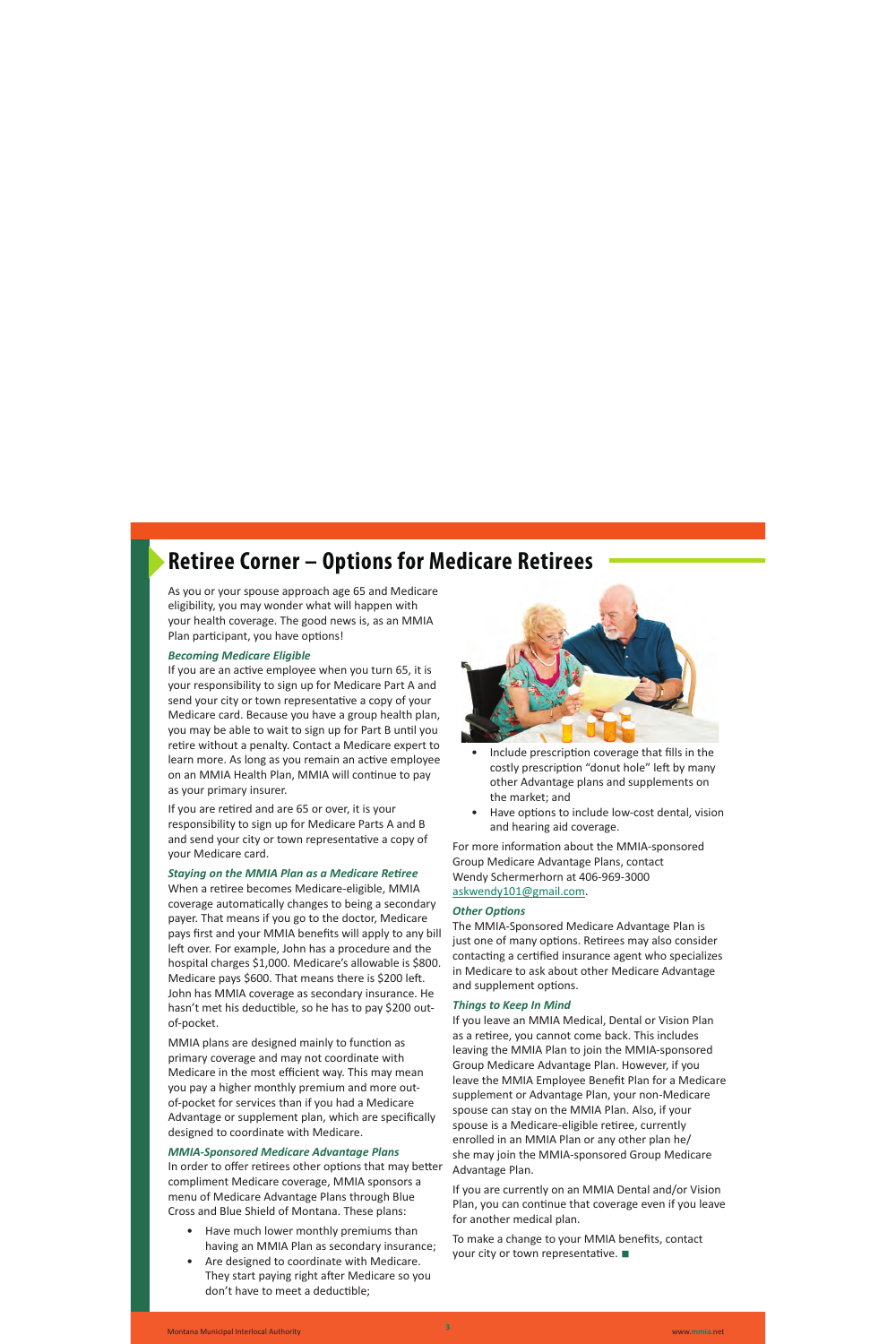# Retiree Corner – Options for Medicare Retirees

As you or your spouse approach age 65 and Medicare eligibility, you may wonder what will happen with your health coverage. The good news is, as an MMIA Plan participant, you have options!

***Becoming Medicare Eligible***

If you are an active employee when you turn 65, it is your responsibility to sign up for Medicare Part A and send your city or town representative a copy of your Medicare card. Because you have a group health plan, you may be able to wait to sign up for Part B until you retire without a penalty. Contact a Medicare expert to learn more. As long as you remain an active employee on an MMIA Health Plan, MMIA will continue to pay as your primary insurer.

If you are retired and are 65 or over, it is your responsibility to sign up for Medicare Parts A and B and send your city or town representative a copy of your Medicare card.

***Staying on the MMIA Plan as a Medicare Retiree***

When a retiree becomes Medicare-eligible, MMIA coverage automatically changes to being a secondary payer. That means if you go to the doctor, Medicare pays first and your MMIA benefits will apply to any bill left over. For example, John has a procedure and the hospital charges $1,000. Medicare's allowable is $800. Medicare pays $600. That means there is $200 left. John has MMIA coverage as secondary insurance. He hasn't met his deductible, so he has to pay $200 out-of-pocket.

MMIA plans are designed mainly to function as primary coverage and may not coordinate with Medicare in the most efficient way. This may mean you pay a higher monthly premium and more out-of-pocket for services than if you had a Medicare Advantage or supplement plan, which are specifically designed to coordinate with Medicare.

***MMIA-Sponsored Medicare Advantage Plans***

In order to offer retirees other options that may better compliment Medicare coverage, MMIA sponsors a menu of Medicare Advantage Plans through Blue Cross and Blue Shield of Montana. These plans:

- Have much lower monthly premiums than having an MMIA Plan as secondary insurance;
- Are designed to coordinate with Medicare. They start paying right after Medicare so you don't have to meet a deductible;
- Include prescription coverage that fills in the costly prescription "donut hole" left by many other Advantage plans and supplements on the market; and
- Have options to include low-cost dental, vision and hearing aid coverage.

For more information about the MMIA-sponsored Group Medicare Advantage Plans, contact Wendy Schermerhorn at 406-969-3000 askwendy101@gmail.com.

***Other Options***

The MMIA-Sponsored Medicare Advantage Plan is just one of many options. Retirees may also consider contacting a certified insurance agent who specializes in Medicare to ask about other Medicare Advantage and supplement options.

***Things to Keep In Mind***

If you leave an MMIA Medical, Dental or Vision Plan as a retiree, you cannot come back. This includes leaving the MMIA Plan to join the MMIA-sponsored Group Medicare Advantage Plan. However, if you leave the MMIA Employee Benefit Plan for a Medicare supplement or Advantage Plan, your non-Medicare spouse can stay on the MMIA Plan. Also, if your spouse is a Medicare-eligible retiree, currently enrolled in an MMIA Plan or any other plan he/she may join the MMIA-sponsored Group Medicare Advantage Plan.

If you are currently on an MMIA Dental and/or Vision Plan, you can continue that coverage even if you leave for another medical plan.

To make a change to your MMIA benefits, contact your city or town representative. ■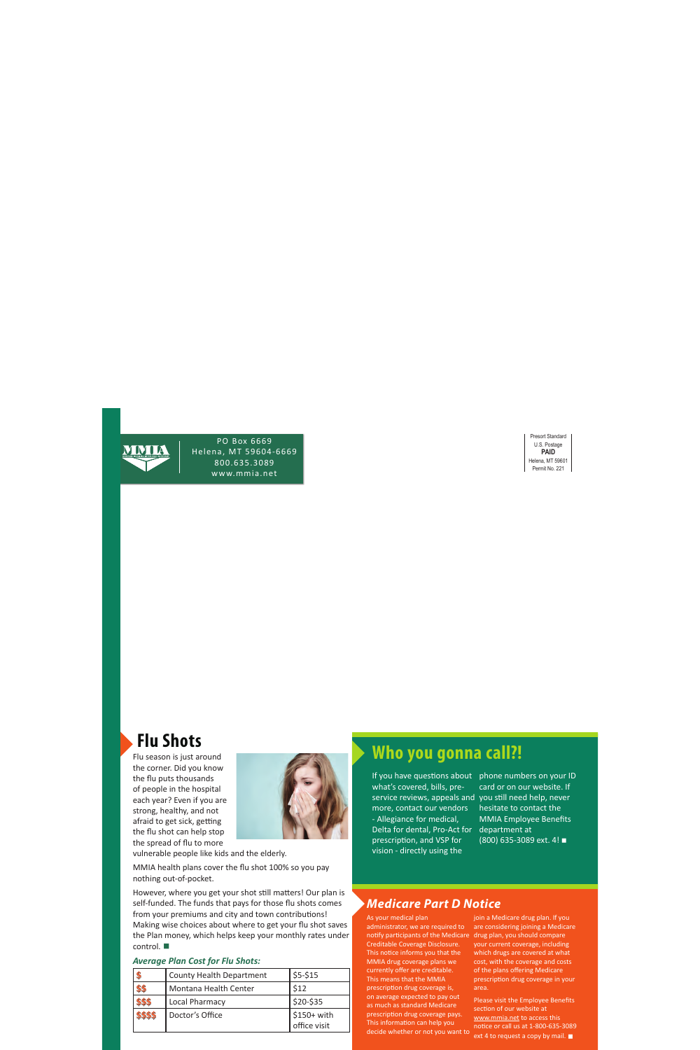PO Box 6669
Helena, MT 59604-6669
800.635.3089
www.mmia.net

Presort Standard
U.S. Postage
**PAID**
Helena, MT 59601
Permit No. 221

## Flu Shots

Flu season is just around the corner. Did you know the flu puts thousands of people in the hospital each year? Even if you are strong, healthy, and not afraid to get sick, getting the flu shot can help stop the spread of flu to more vulnerable people like kids and the elderly.

MMIA health plans cover the flu shot 100% so you pay nothing out-of-pocket.

However, where you get your shot still matters! Our plan is self-funded. The funds that pays for those flu shots comes from your premiums and city and town contributions! Making wise choices about where to get your flu shot saves the Plan money, which helps keep your monthly rates under control. ■

***Average Plan Cost for Flu Shots:***

| | | |
|---|---|---|
| $ | County Health Department | $5-$15 |
| $$ | Montana Health Center | $12 |
| $$$ | Local Pharmacy | $20-$35 |
| $$$$ | Doctor's Office | $150+ with office visit |

## Who you gonna call?!

If you have questions about what's covered, bills, pre-service reviews, appeals and more, contact our vendors - Allegiance for medical, Delta for dental, Pro-Act for prescription, and VSP for vision - directly using the phone numbers on your ID card or on our website. If you still need help, never hesitate to contact the MMIA Employee Benefits department at (800) 635-3089 ext. 4! ■

## *Medicare Part D Notice*

As your medical plan administrator, we are required to notify participants of the Medicare Creditable Coverage Disclosure. This notice informs you that the MMIA drug coverage plans we currently offer are creditable. This means that the MMIA prescription drug coverage is, on average expected to pay out as much as standard Medicare prescription drug coverage pays. This information can help you decide whether or not you want to join a Medicare drug plan. If you are considering joining a Medicare drug plan, you should compare your current coverage, including which drugs are covered at what cost, with the coverage and costs of the plans offering Medicare prescription drug coverage in your area.

Please visit the Employee Benefits section of our website at www.mmia.net to access this notice or call us at 1-800-635-3089 ext 4 to request a copy by mail. ■